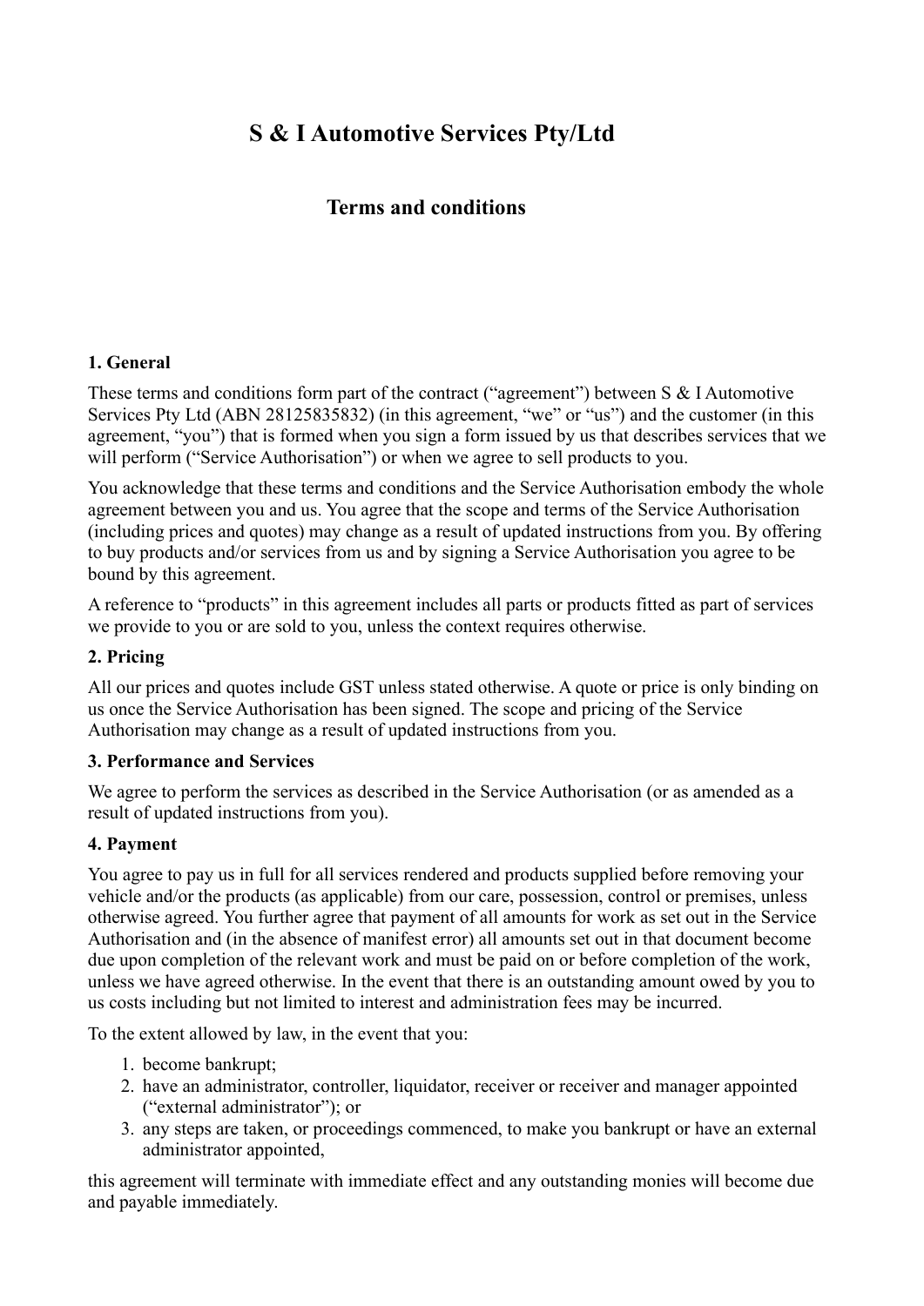# S & I Automotive Services Pty/Ltd

## Terms and conditions

### 1. General

These terms and conditions form part of the contract ("agreement") between S & I Automotive Services Pty Ltd (ABN 28125835832) (in this agreement, "we" or "us") and the customer (in this agreement, "you") that is formed when you sign a form issued by us that describes services that we will perform ("Service Authorisation") or when we agree to sell products to you.

You acknowledge that these terms and conditions and the Service Authorisation embody the whole agreement between you and us. You agree that the scope and terms of the Service Authorisation (including prices and quotes) may change as a result of updated instructions from you. By offering to buy products and/or services from us and by signing a Service Authorisation you agree to be bound by this agreement.

A reference to "products" in this agreement includes all parts or products fitted as part of services we provide to you or are sold to you, unless the context requires otherwise.

### 2. Pricing

All our prices and quotes include GST unless stated otherwise. A quote or price is only binding on us once the Service Authorisation has been signed. The scope and pricing of the Service Authorisation may change as a result of updated instructions from you.

### 3. Performance and Services

We agree to perform the services as described in the Service Authorisation (or as amended as a result of updated instructions from you).

### 4. Payment

You agree to pay us in full for all services rendered and products supplied before removing your vehicle and/or the products (as applicable) from our care, possession, control or premises, unless otherwise agreed. You further agree that payment of all amounts for work as set out in the Service Authorisation and (in the absence of manifest error) all amounts set out in that document become due upon completion of the relevant work and must be paid on or before completion of the work, unless we have agreed otherwise. In the event that there is an outstanding amount owed by you to us costs including but not limited to interest and administration fees may be incurred.

To the extent allowed by law, in the event that you:

1. become bankrupt;
2. have an administrator, controller, liquidator, receiver or receiver and manager appointed ("external administrator"); or
3. any steps are taken, or proceedings commenced, to make you bankrupt or have an external administrator appointed,

this agreement will terminate with immediate effect and any outstanding monies will become due and payable immediately.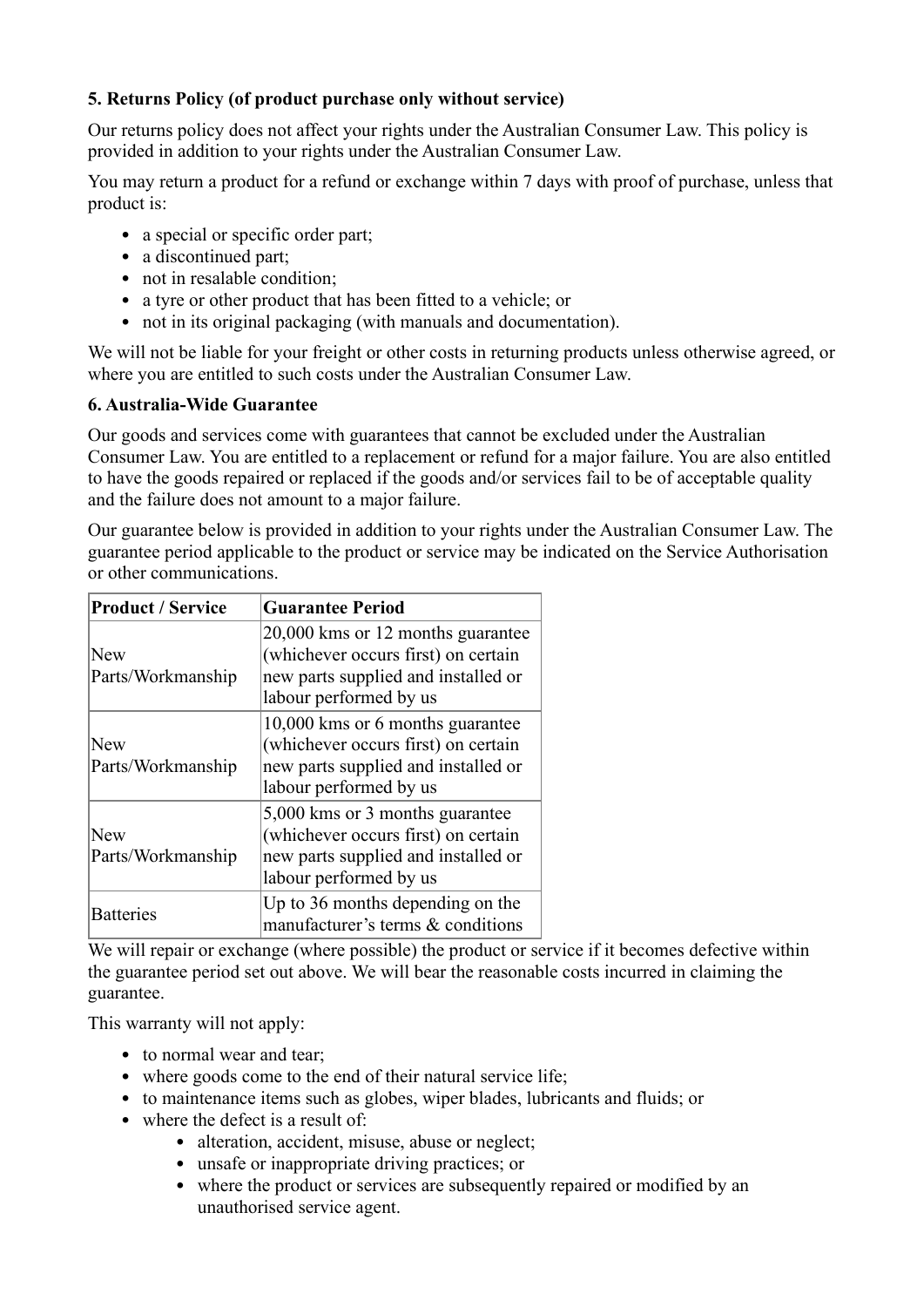**5. Returns Policy (of product purchase only without service)**

Our returns policy does not affect your rights under the Australian Consumer Law. This policy is provided in addition to your rights under the Australian Consumer Law.

You may return a product for a refund or exchange within 7 days with proof of purchase, unless that product is:

- a special or specific order part;
- a discontinued part;
- not in resalable condition;
- a tyre or other product that has been fitted to a vehicle; or
- not in its original packaging (with manuals and documentation).

We will not be liable for your freight or other costs in returning products unless otherwise agreed, or where you are entitled to such costs under the Australian Consumer Law.

**6. Australia-Wide Guarantee**

Our goods and services come with guarantees that cannot be excluded under the Australian Consumer Law. You are entitled to a replacement or refund for a major failure. You are also entitled to have the goods repaired or replaced if the goods and/or services fail to be of acceptable quality and the failure does not amount to a major failure.

Our guarantee below is provided in addition to your rights under the Australian Consumer Law. The guarantee period applicable to the product or service may be indicated on the Service Authorisation or other communications.

| Product / Service | Guarantee Period |
|---|---|
| New Parts/Workmanship | 20,000 kms or 12 months guarantee (whichever occurs first) on certain new parts supplied and installed or labour performed by us |
| New Parts/Workmanship | 10,000 kms or 6 months guarantee (whichever occurs first) on certain new parts supplied and installed or labour performed by us |
| New Parts/Workmanship | 5,000 kms or 3 months guarantee (whichever occurs first) on certain new parts supplied and installed or labour performed by us |
| Batteries | Up to 36 months depending on the manufacturer's terms & conditions |

We will repair or exchange (where possible) the product or service if it becomes defective within the guarantee period set out above. We will bear the reasonable costs incurred in claiming the guarantee.

This warranty will not apply:

- to normal wear and tear;
- where goods come to the end of their natural service life;
- to maintenance items such as globes, wiper blades, lubricants and fluids; or
- where the defect is a result of:
    - alteration, accident, misuse, abuse or neglect;
    - unsafe or inappropriate driving practices; or
    - where the product or services are subsequently repaired or modified by an unauthorised service agent.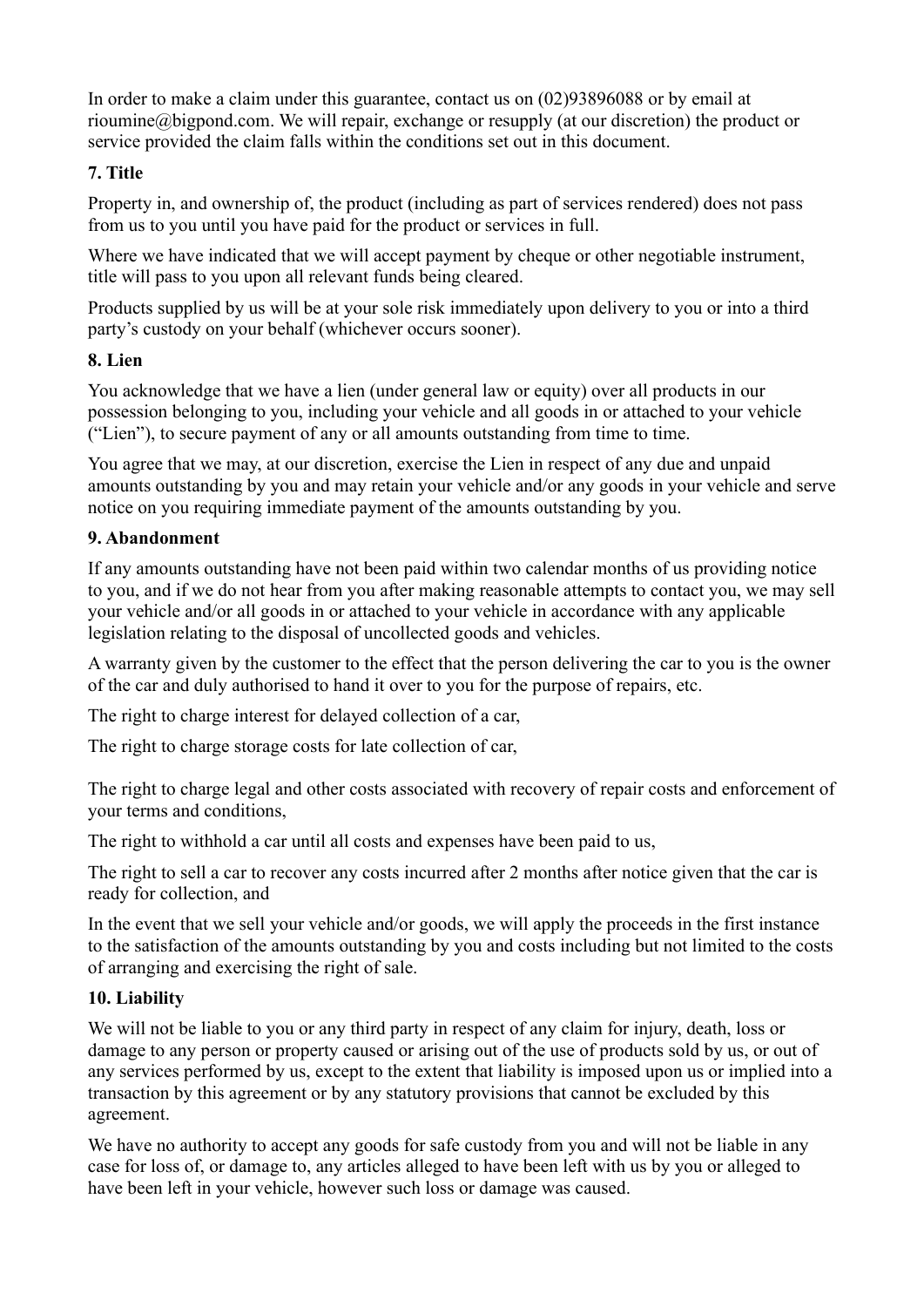In order to make a claim under this guarantee, contact us on (02)93896088 or by email at rioumine@bigpond.com. We will repair, exchange or resupply (at our discretion) the product or service provided the claim falls within the conditions set out in this document.

**7. Title**

Property in, and ownership of, the product (including as part of services rendered) does not pass from us to you until you have paid for the product or services in full.

Where we have indicated that we will accept payment by cheque or other negotiable instrument, title will pass to you upon all relevant funds being cleared.

Products supplied by us will be at your sole risk immediately upon delivery to you or into a third party's custody on your behalf (whichever occurs sooner).

**8. Lien**

You acknowledge that we have a lien (under general law or equity) over all products in our possession belonging to you, including your vehicle and all goods in or attached to your vehicle ("Lien"), to secure payment of any or all amounts outstanding from time to time.

You agree that we may, at our discretion, exercise the Lien in respect of any due and unpaid amounts outstanding by you and may retain your vehicle and/or any goods in your vehicle and serve notice on you requiring immediate payment of the amounts outstanding by you.

**9. Abandonment**

If any amounts outstanding have not been paid within two calendar months of us providing notice to you, and if we do not hear from you after making reasonable attempts to contact you, we may sell your vehicle and/or all goods in or attached to your vehicle in accordance with any applicable legislation relating to the disposal of uncollected goods and vehicles.

A warranty given by the customer to the effect that the person delivering the car to you is the owner of the car and duly authorised to hand it over to you for the purpose of repairs, etc.

The right to charge interest for delayed collection of a car,

The right to charge storage costs for late collection of car,

The right to charge legal and other costs associated with recovery of repair costs and enforcement of your terms and conditions,

The right to withhold a car until all costs and expenses have been paid to us,

The right to sell a car to recover any costs incurred after 2 months after notice given that the car is ready for collection, and

In the event that we sell your vehicle and/or goods, we will apply the proceeds in the first instance to the satisfaction of the amounts outstanding by you and costs including but not limited to the costs of arranging and exercising the right of sale.

**10. Liability**

We will not be liable to you or any third party in respect of any claim for injury, death, loss or damage to any person or property caused or arising out of the use of products sold by us, or out of any services performed by us, except to the extent that liability is imposed upon us or implied into a transaction by this agreement or by any statutory provisions that cannot be excluded by this agreement.

We have no authority to accept any goods for safe custody from you and will not be liable in any case for loss of, or damage to, any articles alleged to have been left with us by you or alleged to have been left in your vehicle, however such loss or damage was caused.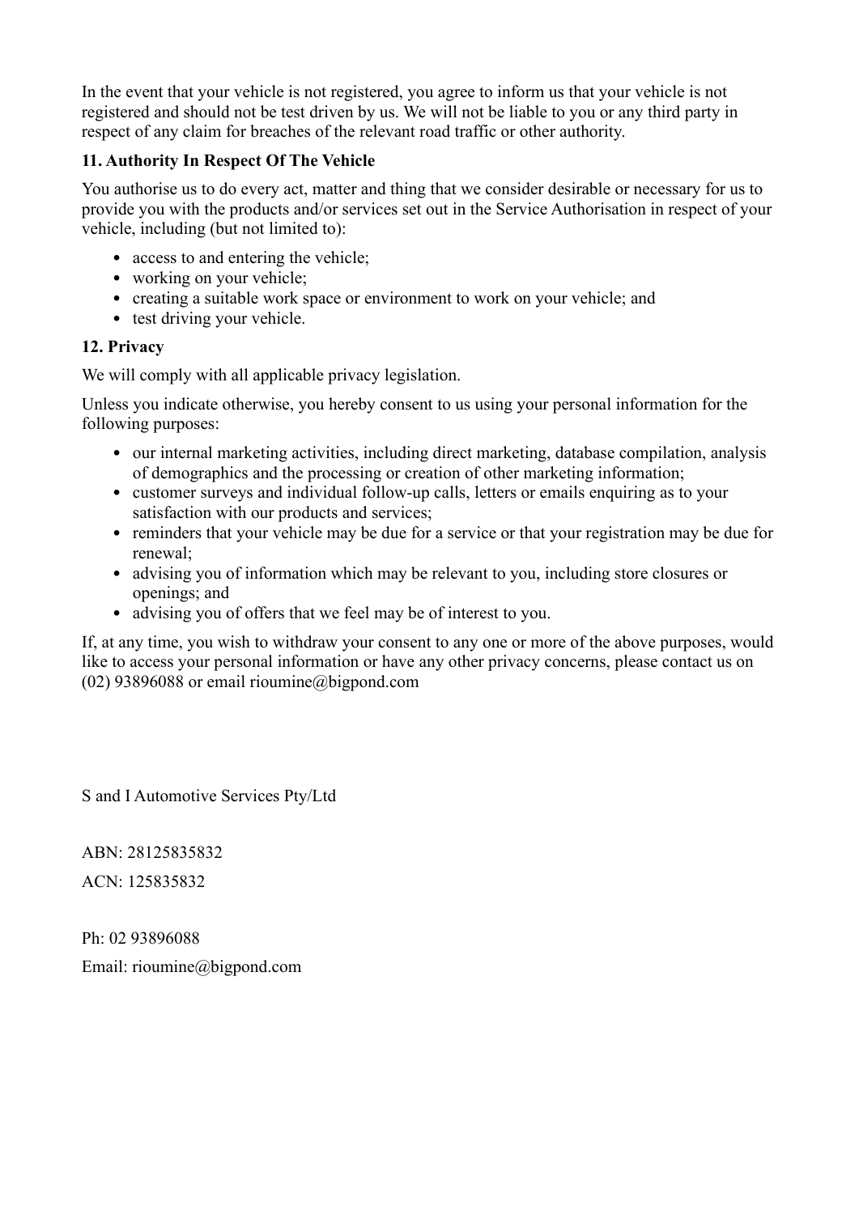In the event that your vehicle is not registered, you agree to inform us that your vehicle is not registered and should not be test driven by us. We will not be liable to you or any third party in respect of any claim for breaches of the relevant road traffic or other authority.

**11. Authority In Respect Of The Vehicle**

You authorise us to do every act, matter and thing that we consider desirable or necessary for us to provide you with the products and/or services set out in the Service Authorisation in respect of your vehicle, including (but not limited to):

- access to and entering the vehicle;
- working on your vehicle;
- creating a suitable work space or environment to work on your vehicle; and
- test driving your vehicle.

**12. Privacy**

We will comply with all applicable privacy legislation.

Unless you indicate otherwise, you hereby consent to us using your personal information for the following purposes:

- our internal marketing activities, including direct marketing, database compilation, analysis of demographics and the processing or creation of other marketing information;
- customer surveys and individual follow-up calls, letters or emails enquiring as to your satisfaction with our products and services;
- reminders that your vehicle may be due for a service or that your registration may be due for renewal;
- advising you of information which may be relevant to you, including store closures or openings; and
- advising you of offers that we feel may be of interest to you.

If, at any time, you wish to withdraw your consent to any one or more of the above purposes, would like to access your personal information or have any other privacy concerns, please contact us on (02) 93896088 or email rioumine@bigpond.com

S and I Automotive Services Pty/Ltd

ABN: 28125835832

ACN: 125835832

Ph: 02 93896088

Email: rioumine@bigpond.com